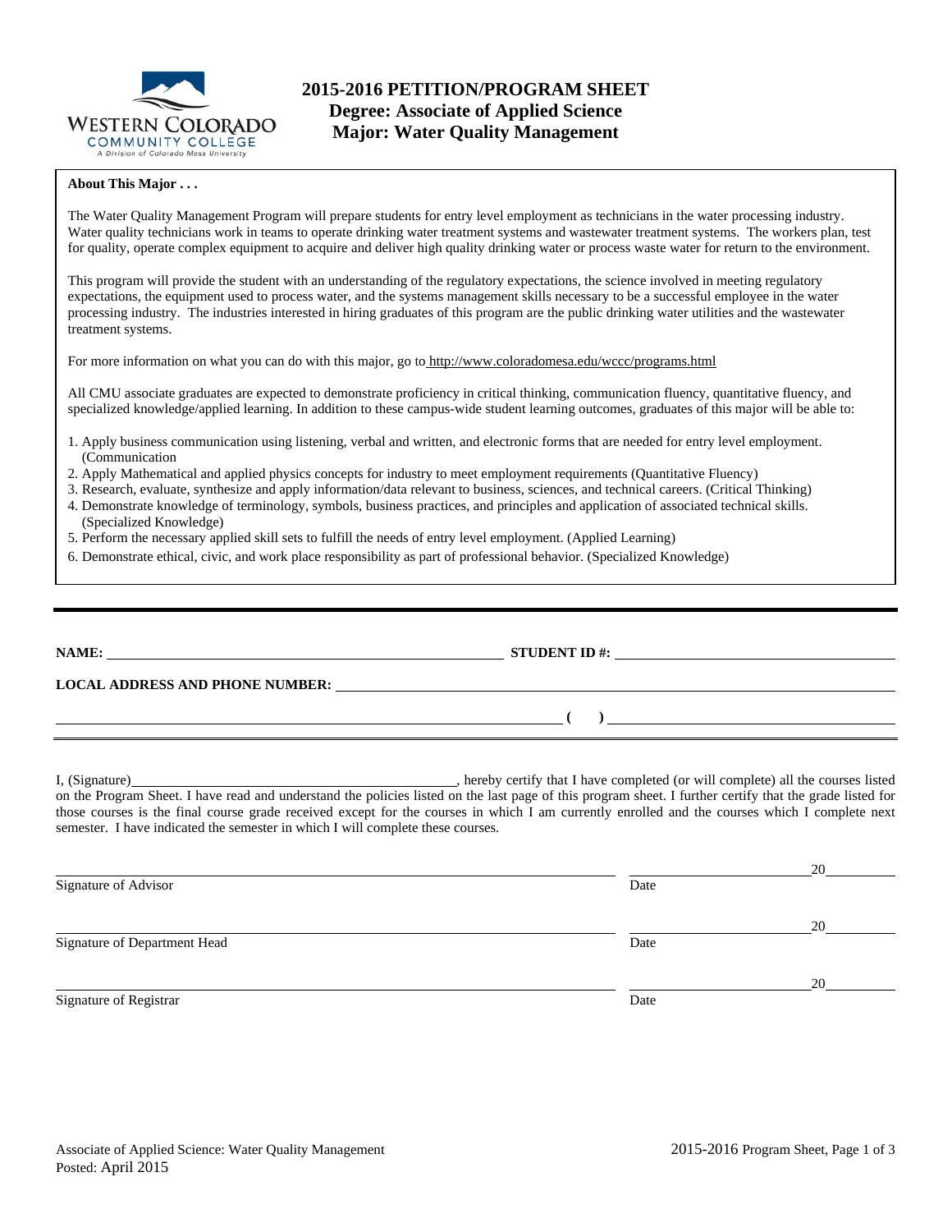# 2015-2016 PETITION/PROGRAM SHEET
## Degree: Associate of Applied Science
## Major: Water Quality Management

**About This Major . . .**

The Water Quality Management Program will prepare students for entry level employment as technicians in the water processing industry. Water quality technicians work in teams to operate drinking water treatment systems and wastewater treatment systems. The workers plan, test for quality, operate complex equipment to acquire and deliver high quality drinking water or process waste water for return to the environment.

This program will provide the student with an understanding of the regulatory expectations, the science involved in meeting regulatory expectations, the equipment used to process water, and the systems management skills necessary to be a successful employee in the water processing industry. The industries interested in hiring graduates of this program are the public drinking water utilities and the wastewater treatment systems.

For more information on what you can do with this major, go to http://www.coloradomesa.edu/wccc/programs.html

All CMU associate graduates are expected to demonstrate proficiency in critical thinking, communication fluency, quantitative fluency, and specialized knowledge/applied learning. In addition to these campus-wide student learning outcomes, graduates of this major will be able to:

1. Apply business communication using listening, verbal and written, and electronic forms that are needed for entry level employment. (Communication
2. Apply Mathematical and applied physics concepts for industry to meet employment requirements (Quantitative Fluency)
3. Research, evaluate, synthesize and apply information/data relevant to business, sciences, and technical careers. (Critical Thinking)
4. Demonstrate knowledge of terminology, symbols, business practices, and principles and application of associated technical skills. (Specialized Knowledge)
5. Perform the necessary applied skill sets to fulfill the needs of entry level employment. (Applied Learning)
6. Demonstrate ethical, civic, and work place responsibility as part of professional behavior. (Specialized Knowledge)

---

**NAME:** ______________________________ **STUDENT ID #:** ______________________

**LOCAL ADDRESS AND PHONE NUMBER:** ______________________________________

______________________________________ ( ) ______________________

I, (Signature)______________________________, hereby certify that I have completed (or will complete) all the courses listed on the Program Sheet. I have read and understand the policies listed on the last page of this program sheet. I further certify that the grade listed for those courses is the final course grade received except for the courses in which I am currently enrolled and the courses which I complete next semester. I have indicated the semester in which I will complete these courses.

______________________________________ ____________________20______
Signature of Advisor Date

______________________________________ ____________________20______
Signature of Department Head Date

______________________________________ ____________________20______
Signature of Registrar Date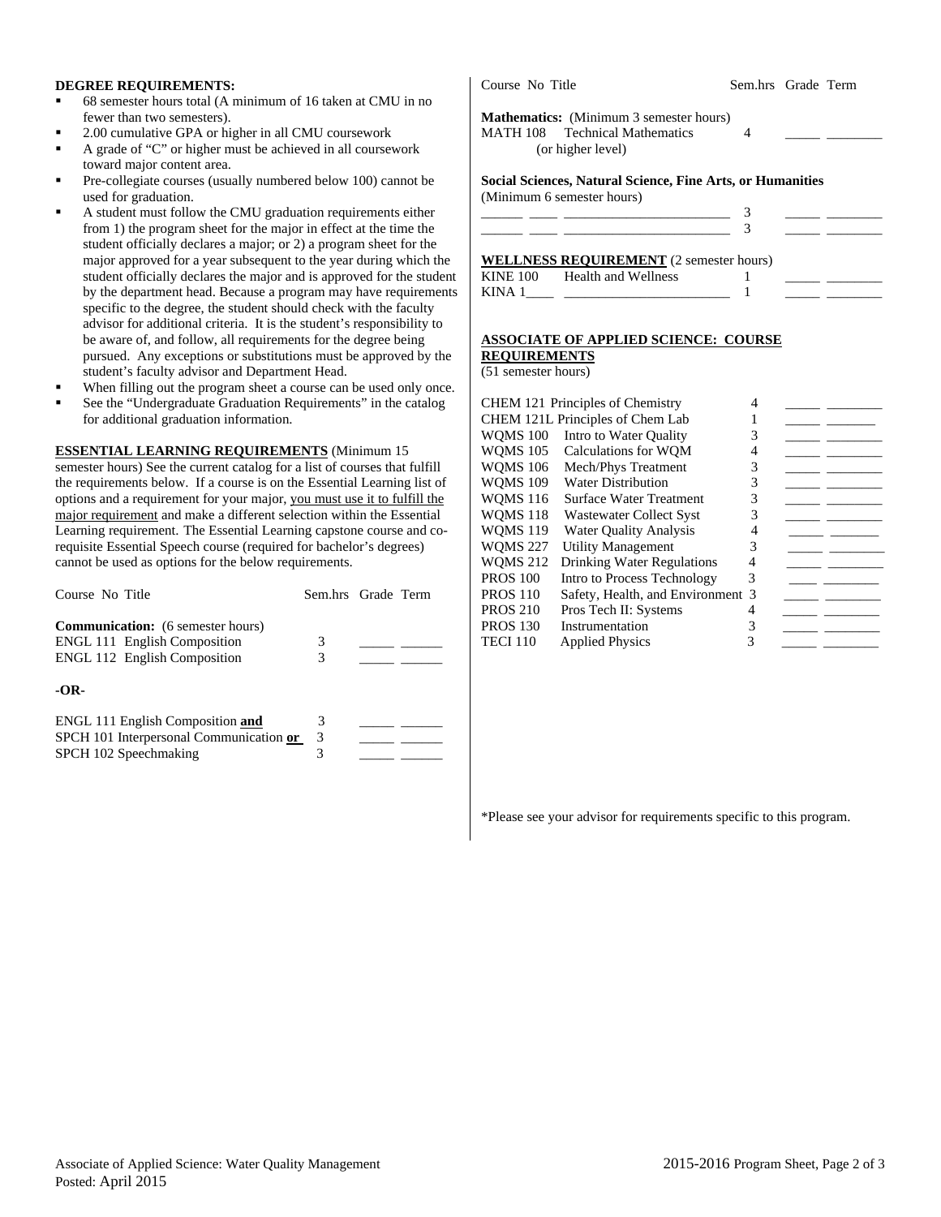**DEGREE REQUIREMENTS:**

- 68 semester hours total (A minimum of 16 taken at CMU in no fewer than two semesters).
- 2.00 cumulative GPA or higher in all CMU coursework
- A grade of "C" or higher must be achieved in all coursework toward major content area.
- Pre-collegiate courses (usually numbered below 100) cannot be used for graduation.
- A student must follow the CMU graduation requirements either from 1) the program sheet for the major in effect at the time the student officially declares a major; or 2) a program sheet for the major approved for a year subsequent to the year during which the student officially declares the major and is approved for the student by the department head. Because a program may have requirements specific to the degree, the student should check with the faculty advisor for additional criteria. It is the student's responsibility to be aware of, and follow, all requirements for the degree being pursued. Any exceptions or substitutions must be approved by the student's faculty advisor and Department Head.
- When filling out the program sheet a course can be used only once.
- See the "Undergraduate Graduation Requirements" in the catalog for additional graduation information.

**ESSENTIAL LEARNING REQUIREMENTS** (Minimum 15 semester hours) See the current catalog for a list of courses that fulfill the requirements below. If a course is on the Essential Learning list of options and a requirement for your major, you must use it to fulfill the major requirement and make a different selection within the Essential Learning requirement. The Essential Learning capstone course and co-requisite Essential Speech course (required for bachelor's degrees) cannot be used as options for the below requirements.

| Course No Title | Sem.hrs | Grade | Term |
|---|---|---|---|
| **Communication:** (6 semester hours) | | | |
| ENGL 111 English Composition | 3 | _____ | ______ |
| ENGL 112 English Composition | 3 | _____ | ______ |
| **-OR-** | | | |
| ENGL 111 English Composition **and** | 3 | _____ | ______ |
| SPCH 101 Interpersonal Communication **or** | 3 | _____ | ______ |
| SPCH 102 Speechmaking | 3 | _____ | ______ |

| Course No Title | Sem.hrs | Grade | Term |
|---|---|---|---|
| **Mathematics:** (Minimum 3 semester hours) | | | |
| MATH 108 Technical Mathematics (or higher level) | 4 | _____ | ________ |
| **Social Sciences, Natural Science, Fine Arts, or Humanities** (Minimum 6 semester hours) | | | |
| ______ ____ _______________________ | 3 | _____ | ________ |
| ______ ____ _______________________ | 3 | _____ | ________ |
| **WELLNESS REQUIREMENT** (2 semester hours) | | | |
| KINE 100 Health and Wellness | 1 | _____ | ________ |
| KINA 1____ _______________________ | 1 | _____ | ________ |

**ASSOCIATE OF APPLIED SCIENCE: COURSE REQUIREMENTS**
(51 semester hours)

| Course No Title | Sem.hrs | Grade | Term |
|---|---|---|---|
| CHEM 121 Principles of Chemistry | 4 | _____ | ________ |
| CHEM 121L Principles of Chem Lab | 1 | _____ | _______ |
| WQMS 100 Intro to Water Quality | 3 | _____ | ________ |
| WQMS 105 Calculations for WQM | 4 | _____ | ________ |
| WQMS 106 Mech/Phys Treatment | 3 | _____ | ________ |
| WQMS 109 Water Distribution | 3 | _____ | ________ |
| WQMS 116 Surface Water Treatment | 3 | _____ | ________ |
| WQMS 118 Wastewater Collect Syst | 3 | _____ | ________ |
| WQMS 119 Water Quality Analysis | 4 | _____ | _______ |
| WQMS 227 Utility Management | 3 | _____ | ________ |
| WQMS 212 Drinking Water Regulations | 4 | _____ | ________ |
| PROS 100 Intro to Process Technology | 3 | ____ | ________ |
| PROS 110 Safety, Health, and Environment | 3 | _____ | ________ |
| PROS 210 Pros Tech II: Systems | 4 | _____ | ________ |
| PROS 130 Instrumentation | 3 | _____ | ________ |
| TECI 110 Applied Physics | 3 | _____ | ________ |

*Please see your advisor for requirements specific to this program.

Associate of Applied Science: Water Quality Management
Posted: April 2015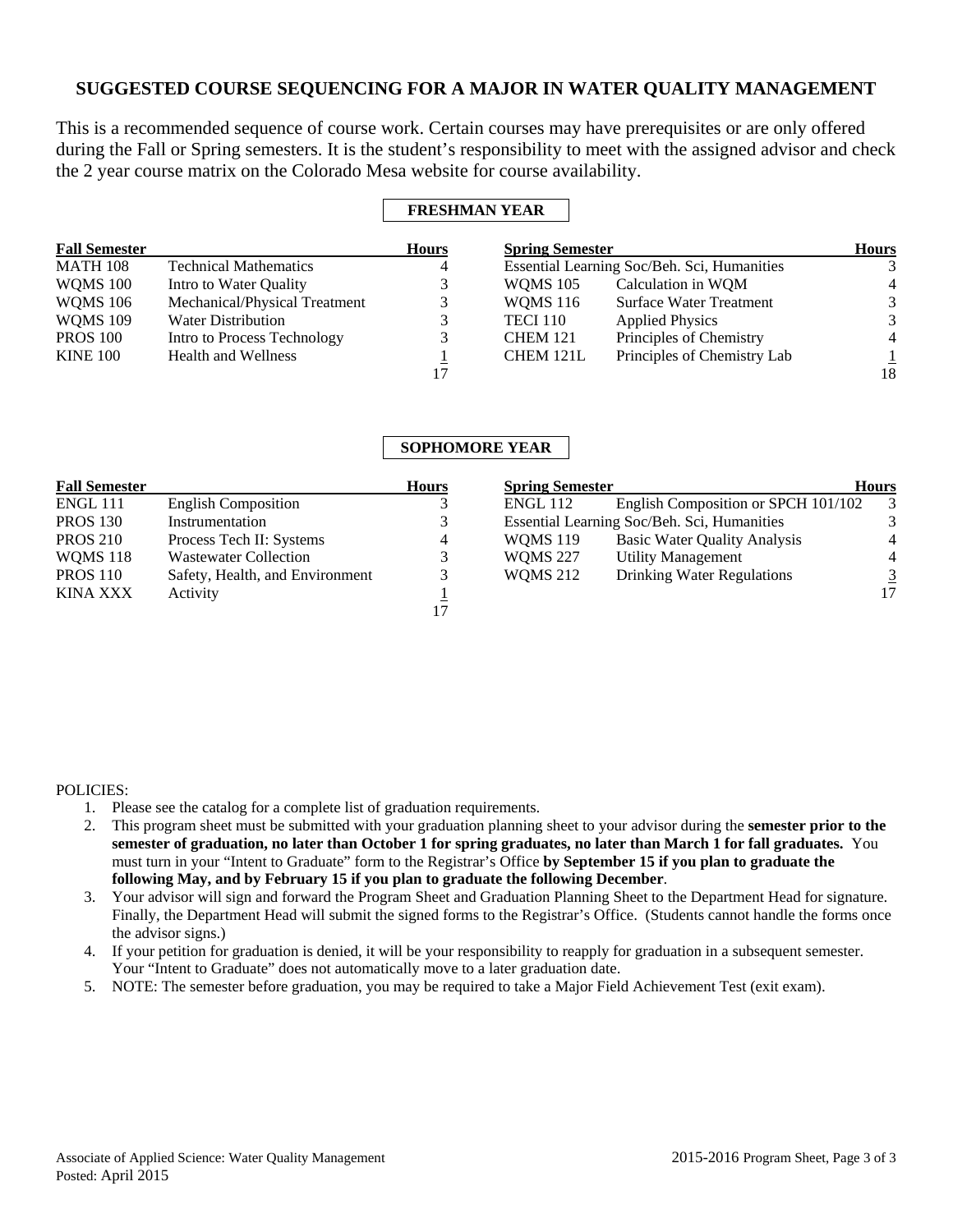## SUGGESTED COURSE SEQUENCING FOR A MAJOR IN WATER QUALITY MANAGEMENT

This is a recommended sequence of course work. Certain courses may have prerequisites or are only offered during the Fall or Spring semesters. It is the student's responsibility to meet with the assigned advisor and check the 2 year course matrix on the Colorado Mesa website for course availability.

### FRESHMAN YEAR

| Fall Semester | | Hours | Spring Semester | | Hours |
|---|---|---|---|---|---|
| MATH 108 | Technical Mathematics | 4 | Essential Learning Soc/Beh. Sci, Humanities | | 3 |
| WQMS 100 | Intro to Water Quality | 3 | WQMS 105 | Calculation in WQM | 4 |
| WQMS 106 | Mechanical/Physical Treatment | 3 | WQMS 116 | Surface Water Treatment | 3 |
| WQMS 109 | Water Distribution | 3 | TECI 110 | Applied Physics | 3 |
| PROS 100 | Intro to Process Technology | 3 | CHEM 121 | Principles of Chemistry | 4 |
| KINE 100 | Health and Wellness | 1 | CHEM 121L | Principles of Chemistry Lab | 1 |
| | | 17 | | | 18 |

### SOPHOMORE YEAR

| Fall Semester | | Hours | Spring Semester | | Hours |
|---|---|---|---|---|---|
| ENGL 111 | English Composition | 3 | ENGL 112 | English Composition or SPCH 101/102 | 3 |
| PROS 130 | Instrumentation | 3 | Essential Learning Soc/Beh. Sci, Humanities | | 3 |
| PROS 210 | Process Tech II: Systems | 4 | WQMS 119 | Basic Water Quality Analysis | 4 |
| WQMS 118 | Wastewater Collection | 3 | WQMS 227 | Utility Management | 4 |
| PROS 110 | Safety, Health, and Environment | 3 | WQMS 212 | Drinking Water Regulations | 3 |
| KINA XXX | Activity | 1 | | | 17 |
| | | 17 | | | |

POLICIES:

1. Please see the catalog for a complete list of graduation requirements.
2. This program sheet must be submitted with your graduation planning sheet to your advisor during the **semester prior to the semester of graduation, no later than October 1 for spring graduates, no later than March 1 for fall graduates.** You must turn in your "Intent to Graduate" form to the Registrar's Office **by September 15 if you plan to graduate the following May, and by February 15 if you plan to graduate the following December**.
3. Your advisor will sign and forward the Program Sheet and Graduation Planning Sheet to the Department Head for signature. Finally, the Department Head will submit the signed forms to the Registrar's Office. (Students cannot handle the forms once the advisor signs.)
4. If your petition for graduation is denied, it will be your responsibility to reapply for graduation in a subsequent semester. Your "Intent to Graduate" does not automatically move to a later graduation date.
5. NOTE: The semester before graduation, you may be required to take a Major Field Achievement Test (exit exam).

Associate of Applied Science: Water Quality Management
Posted: April 2015